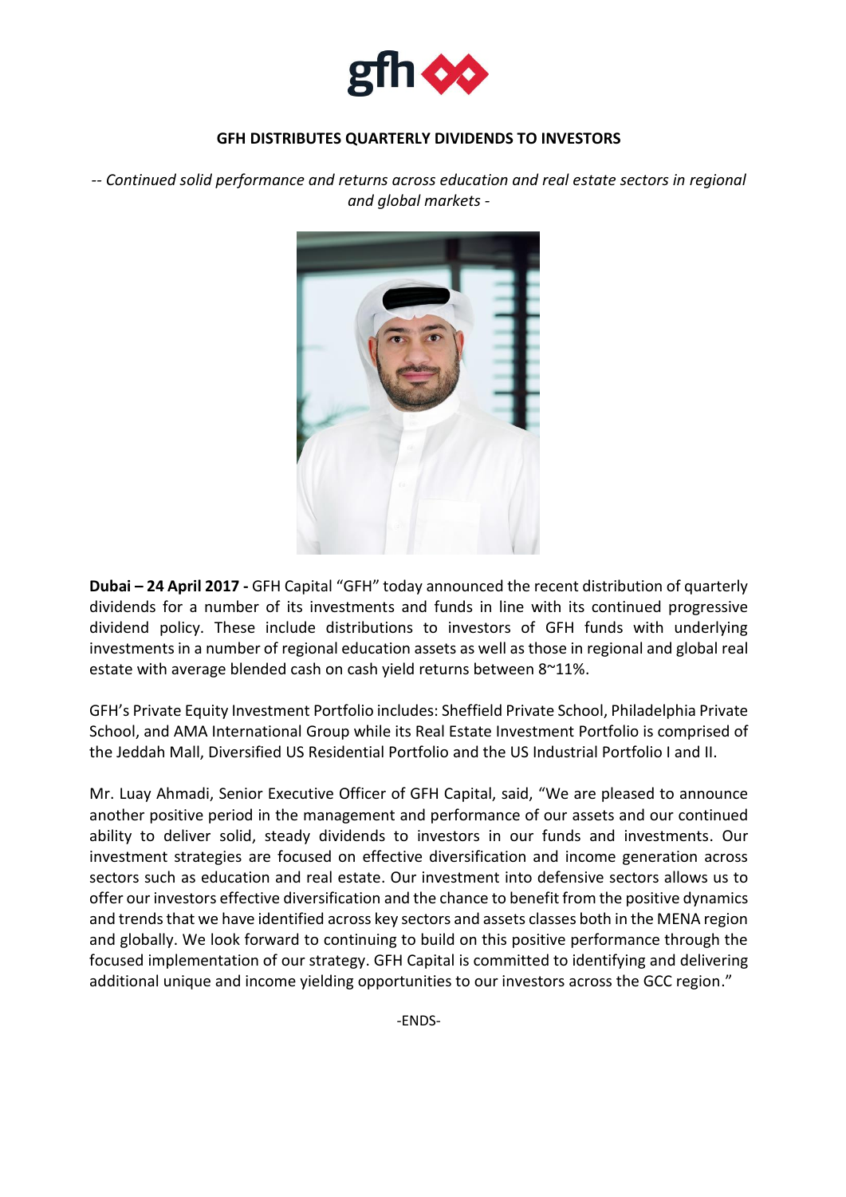# GFH DISTRIBUTES QUARTERLY DIVIDENDS TO INVESTORS

*-- Continued solid performance and returns across education and real estate sectors in regional and global markets -*

**Dubai – 24 April 2017 -** GFH Capital "GFH" today announced the recent distribution of quarterly dividends for a number of its investments and funds in line with its continued progressive dividend policy. These include distributions to investors of GFH funds with underlying investments in a number of regional education assets as well as those in regional and global real estate with average blended cash on cash yield returns between 8~11%.

GFH's Private Equity Investment Portfolio includes: Sheffield Private School, Philadelphia Private School, and AMA International Group while its Real Estate Investment Portfolio is comprised of the Jeddah Mall, Diversified US Residential Portfolio and the US Industrial Portfolio I and II.

Mr. Luay Ahmadi, Senior Executive Officer of GFH Capital, said, "We are pleased to announce another positive period in the management and performance of our assets and our continued ability to deliver solid, steady dividends to investors in our funds and investments. Our investment strategies are focused on effective diversification and income generation across sectors such as education and real estate. Our investment into defensive sectors allows us to offer our investors effective diversification and the chance to benefit from the positive dynamics and trends that we have identified across key sectors and assets classes both in the MENA region and globally. We look forward to continuing to build on this positive performance through the focused implementation of our strategy. GFH Capital is committed to identifying and delivering additional unique and income yielding opportunities to our investors across the GCC region."

-ENDS-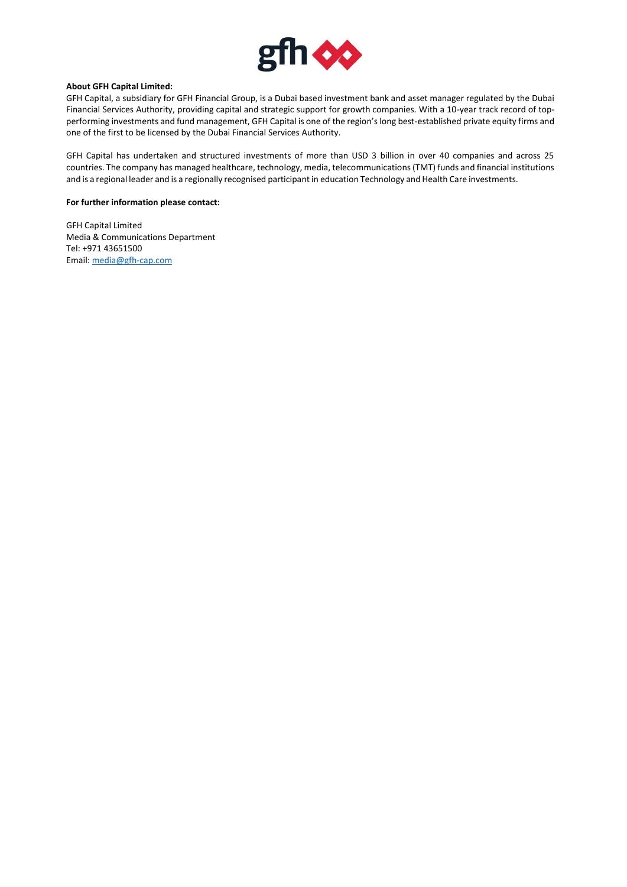**About GFH Capital Limited:**

GFH Capital, a subsidiary for GFH Financial Group, is a Dubai based investment bank and asset manager regulated by the Dubai Financial Services Authority, providing capital and strategic support for growth companies. With a 10-year track record of top-performing investments and fund management, GFH Capital is one of the region's long best-established private equity firms and one of the first to be licensed by the Dubai Financial Services Authority.

GFH Capital has undertaken and structured investments of more than USD 3 billion in over 40 companies and across 25 countries. The company has managed healthcare, technology, media, telecommunications (TMT) funds and financial institutions and is a regional leader and is a regionally recognised participant in education Technology and Health Care investments.

**For further information please contact:**

GFH Capital Limited
Media & Communications Department
Tel: +971 43651500
Email: media@gfh-cap.com